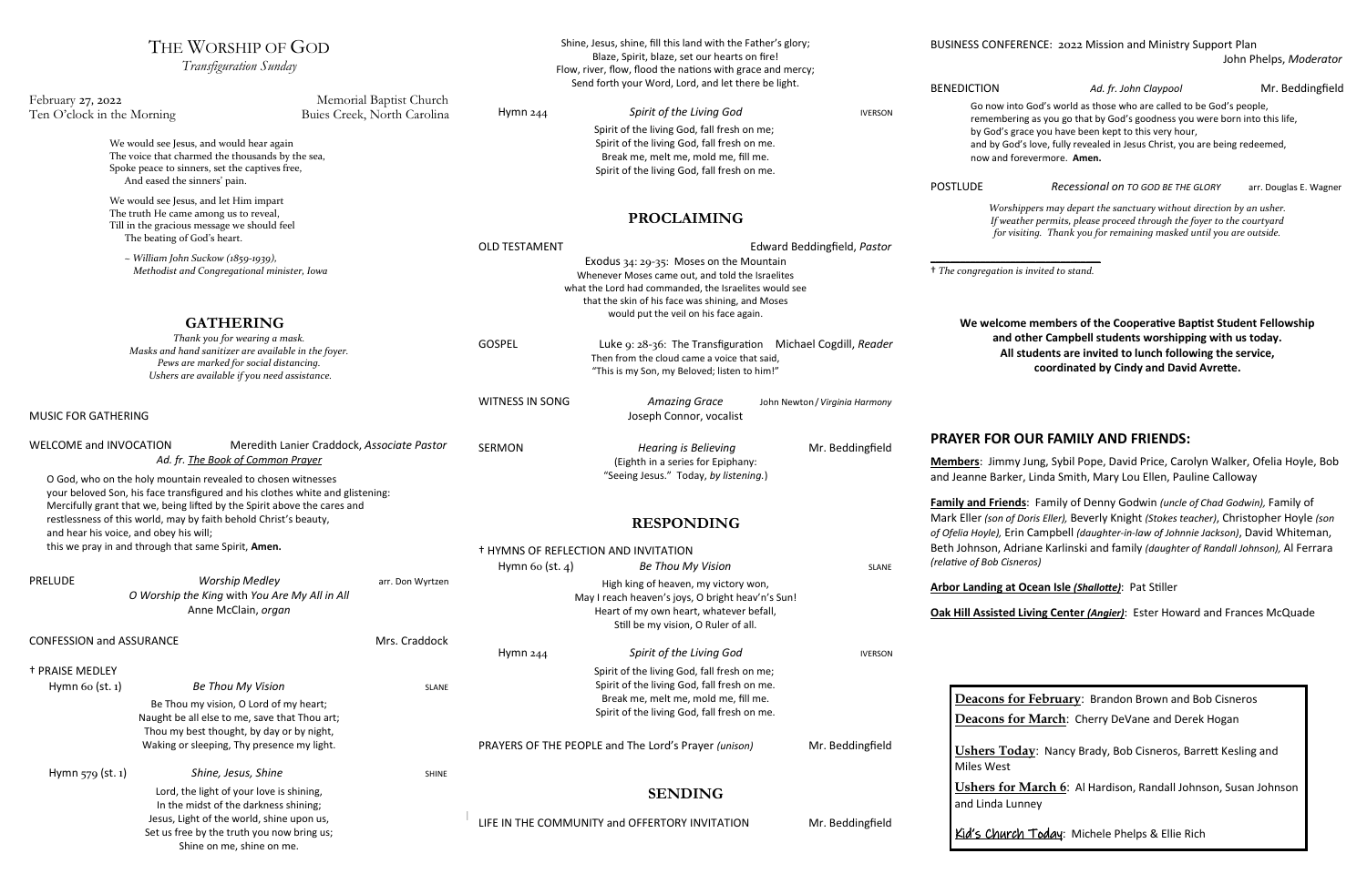# The Worship of God

*Transfiguration Sunday*

February 27, 2022 — Memorial Baptist Church
Ten O'clock in the Morning — Buies Creek, North Carolina

We would see Jesus, and would hear again
The voice that charmed the thousands by the sea,
Spoke peace to sinners, set the captives free,
And eased the sinners' pain.

We would see Jesus, and let Him impart
The truth He came among us to reveal,
Till in the gracious message we should feel
The beating of God's heart.

*– William John Suckow (1859-1939), Methodist and Congregational minister, Iowa*

## GATHERING

*Thank you for wearing a mask.*
*Masks and hand sanitizer are available in the foyer.*
*Pews are marked for social distancing.*
*Ushers are available if you need assistance.*

MUSIC FOR GATHERING

WELCOME and INVOCATION — Meredith Lanier Craddock, *Associate Pastor*
*Ad. fr. The Book of Common Prayer*

O God, who on the holy mountain revealed to chosen witnesses your beloved Son, his face transfigured and his clothes white and glistening: Mercifully grant that we, being lifted by the Spirit above the cares and restlessness of this world, may by faith behold Christ's beauty, and hear his voice, and obey his will; this we pray in and through that same Spirit, **Amen.**

PRELUDE — *Worship Medley* — arr. Don Wyrtzen
*O Worship the King* with *You Are My All in All*
Anne McClain, *organ*

CONFESSION and ASSURANCE — Mrs. Craddock

† PRAISE MEDLEY

Hymn 60 (st. 1) — *Be Thou My Vision* — SLANE

Be Thou my vision, O Lord of my heart;
Naught be all else to me, save that Thou art;
Thou my best thought, by day or by night,
Waking or sleeping, Thy presence my light.

Hymn 579 (st. 1) — *Shine, Jesus, Shine* — SHINE

Lord, the light of your love is shining,
In the midst of the darkness shining;
Jesus, Light of the world, shine upon us,
Set us free by the truth you now bring us;
Shine on me, shine on me.

Shine, Jesus, shine, fill this land with the Father's glory;
Blaze, Spirit, blaze, set our hearts on fire!
Flow, river, flow, flood the nations with grace and mercy;
Send forth your Word, Lord, and let there be light.

Hymn 244 — *Spirit of the Living God* — IVERSON

Spirit of the living God, fall fresh on me;
Spirit of the living God, fall fresh on me.
Break me, melt me, mold me, fill me.
Spirit of the living God, fall fresh on me.

## PROCLAIMING

OLD TESTAMENT — Edward Beddingfield, *Pastor*
Exodus 34: 29-35: Moses on the Mountain
Whenever Moses came out, and told the Israelites what the Lord had commanded, the Israelites would see that the skin of his face was shining, and Moses would put the veil on his face again.

GOSPEL — Luke 9: 28-36: The Transfiguration — Michael Cogdill, *Reader*
Then from the cloud came a voice that said, "This is my Son, my Beloved; listen to him!"

WITNESS IN SONG — *Amazing Grace* — John Newton / *Virginia Harmony*
Joseph Connor, vocalist

SERMON — *Hearing is Believing* — Mr. Beddingfield
(Eighth in a series for Epiphany: "Seeing Jesus." Today, *by listening*.)

## RESPONDING

† HYMNS OF REFLECTION AND INVITATION

Hymn 60 (st. 4) — *Be Thou My Vision* — SLANE

High king of heaven, my victory won,
May I reach heaven's joys, O bright heav'n's Sun!
Heart of my own heart, whatever befall,
Still be my vision, O Ruler of all.

Hymn 244 — *Spirit of the Living God* — IVERSON

Spirit of the living God, fall fresh on me;
Spirit of the living God, fall fresh on me.
Break me, melt me, mold me, fill me.
Spirit of the living God, fall fresh on me.

PRAYERS OF THE PEOPLE and The Lord's Prayer *(unison)* — Mr. Beddingfield

## SENDING

LIFE IN THE COMMUNITY and OFFERTORY INVITATION — Mr. Beddingfield

BUSINESS CONFERENCE: 2022 Mission and Ministry Support Plan — John Phelps, *Moderator*

BENEDICTION — *Ad. fr. John Claypool* — Mr. Beddingfield

Go now into God's world as those who are called to be God's people, remembering as you go that by God's goodness you were born into this life, by God's grace you have been kept to this very hour, and by God's love, fully revealed in Jesus Christ, you are being redeemed, now and forevermore. **Amen.**

POSTLUDE — *Recessional on TO GOD BE THE GLORY* — arr. Douglas E. Wagner

*Worshippers may depart the sanctuary without direction by an usher. If weather permits, please proceed through the foyer to the courtyard for visiting. Thank you for remaining masked until you are outside.*

---

*† The congregation is invited to stand.*

**We welcome members of the Cooperative Baptist Student Fellowship and other Campbell students worshipping with us today. All students are invited to lunch following the service, coordinated by Cindy and David Avrette.**

## PRAYER FOR OUR FAMILY AND FRIENDS:

**Members**: Jimmy Jung, Sybil Pope, David Price, Carolyn Walker, Ofelia Hoyle, Bob and Jeanne Barker, Linda Smith, Mary Lou Ellen, Pauline Calloway

**Family and Friends**: Family of Denny Godwin *(uncle of Chad Godwin)*, Family of Mark Eller *(son of Doris Eller)*, Beverly Knight *(Stokes teacher)*, Christopher Hoyle *(son of Ofelia Hoyle)*, Erin Campbell *(daughter-in-law of Johnnie Jackson)*, David Whiteman, Beth Johnson, Adriane Karlinski and family *(daughter of Randall Johnson)*, Al Ferrara *(relative of Bob Cisneros)*

**Arbor Landing at Ocean Isle *(Shallotte)***: Pat Stiller

**Oak Hill Assisted Living Center *(Angier)***: Ester Howard and Frances McQuade

**Deacons for February**: Brandon Brown and Bob Cisneros

**Deacons for March**: Cherry DeVane and Derek Hogan

**Ushers Today**: Nancy Brady, Bob Cisneros, Barrett Kesling and Miles West

**Ushers for March 6**: Al Hardison, Randall Johnson, Susan Johnson and Linda Lunney

**Kid's Church Today**: Michele Phelps & Ellie Rich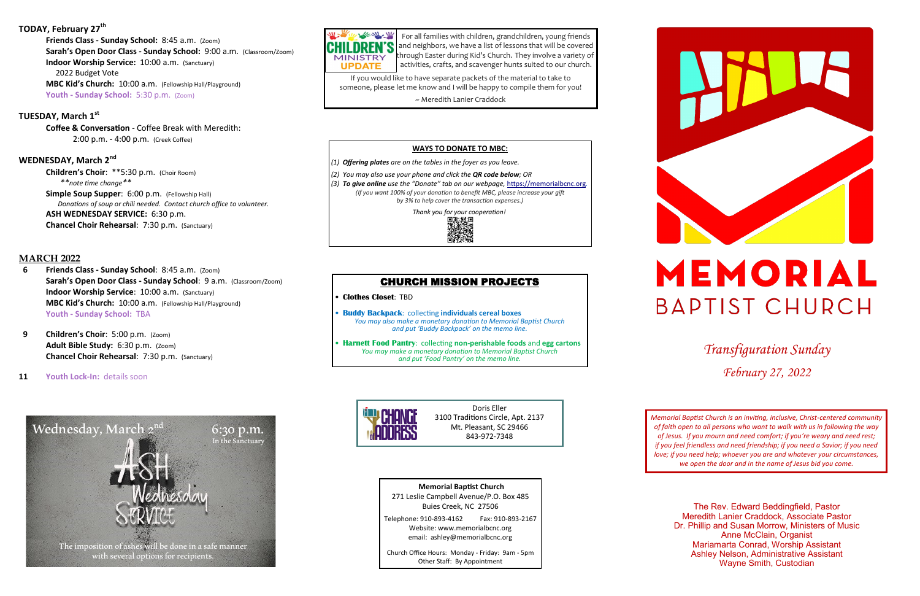## TODAY, February 27th

**Friends Class - Sunday School:** 8:45 a.m. (Zoom)
**Sarah's Open Door Class - Sunday School:** 9:00 a.m. (Classroom/Zoom)
**Indoor Worship Service:** 10:00 a.m. (Sanctuary)
2022 Budget Vote
**MBC Kid's Church:** 10:00 a.m. (Fellowship Hall/Playground)
**Youth - Sunday School:** 5:30 p.m. (Zoom)

## TUESDAY, March 1st

**Coffee & Conversation** - Coffee Break with Meredith:
2:00 p.m. - 4:00 p.m. (Creek Coffee)

## WEDNESDAY, March 2nd

**Children's Choir**: **5:30 p.m. (Choir Room)
*\*\*note time change\*\**
**Simple Soup Supper**: 6:00 p.m. (Fellowship Hall)
*Donations of soup or chili needed. Contact church office to volunteer.*
**ASH WEDNESDAY SERVICE:** 6:30 p.m.
**Chancel Choir Rehearsal**: 7:30 p.m. (Sanctuary)

## MARCH 2022

**6** **Friends Class - Sunday School**: 8:45 a.m. (Zoom)
**Sarah's Open Door Class - Sunday School**: 9 a.m. (Classroom/Zoom)
**Indoor Worship Service**: 10:00 a.m. (Sanctuary)
**MBC Kid's Church:** 10:00 a.m. (Fellowship Hall/Playground)
**Youth - Sunday School:** TBA

**9** **Children's Choir**: 5:00 p.m. (Zoom)
**Adult Bible Study:** 6:30 p.m. (Zoom)
**Chancel Choir Rehearsal**: 7:30 p.m. (Sanctuary)

**11** **Youth Lock-In:** details soon

Wednesday, March 2nd — 6:30 p.m. In the Sanctuary

ASH Wednesday SERVICE

The imposition of ashes will be done in a safe manner with several options for recipients.

---

**CHILDREN'S MINISTRY UPDATE**

For all families with children, grandchildren, young friends and neighbors, we have a list of lessons that will be covered through Easter during Kid's Church. They involve a variety of activities, crafts, and scavenger hunts suited to our church.

If you would like to have separate packets of the material to take to someone, please let me know and I will be happy to compile them for you!

~ Meredith Lanier Craddock

---

**WAYS TO DONATE TO MBC:**

(1) ***Offering plates*** *are on the tables in the foyer as you leave.*

(2) *You may also use your phone and click the* ***QR code below****; OR*

(3) ***To give online*** *use the "Donate" tab on our webpage,* https://memorialbcnc.org.
*(If you want 100% of your donation to benefit MBC, please increase your gift by 3% to help cover the transaction expenses.)*

*Thank you for your cooperation!*

---

## CHURCH MISSION PROJECTS

- **Clothes Closet**: TBD
- **Buddy Backpack**: collecting **individuals cereal boxes**
  *You may also make a monetary donation to Memorial Baptist Church and put 'Buddy Backpack' on the memo line.*
- **Harnett Food Pantry**: collecting **non-perishable foods** and **egg cartons**
  *You may make a monetary donation to Memorial Baptist Church and put 'Food Pantry' on the memo line.*

---

**CHANGE of ADDRESS**

Doris Eller
3100 Traditions Circle, Apt. 2137
Mt. Pleasant, SC 29466
843-972-7348

---

**Memorial Baptist Church**
271 Leslie Campbell Avenue/P.O. Box 485
Buies Creek, NC 27506
Telephone: 910-893-4162 Fax: 910-893-2167
Website: www.memorialbcnc.org
email: ashley@memorialbcnc.org

Church Office Hours: Monday - Friday: 9am - 5pm
Other Staff: By Appointment

---

# MEMORIAL BAPTIST CHURCH

*Transfiguration Sunday*

*February 27, 2022*

*Memorial Baptist Church is an inviting, inclusive, Christ-centered community of faith open to all persons who want to walk with us in following the way of Jesus. If you mourn and need comfort; if you're weary and need rest; if you feel friendless and need friendship; if you need a Savior; if you need love; if you need help; whoever you are and whatever your circumstances, we open the door and in the name of Jesus bid you come.*

The Rev. Edward Beddingfield, Pastor
Meredith Lanier Craddock, Associate Pastor
Dr. Phillip and Susan Morrow, Ministers of Music
Anne McClain, Organist
Mariamarta Conrad, Worship Assistant
Ashley Nelson, Administrative Assistant
Wayne Smith, Custodian